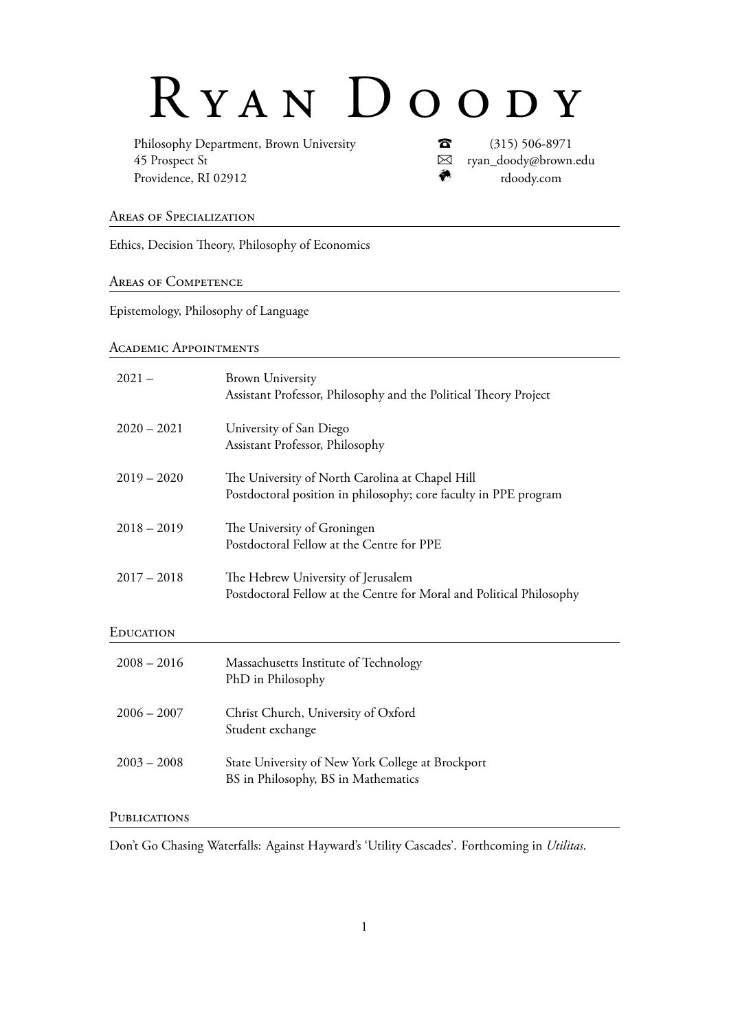# Ryan Doody

Philosophy Department, Brown University
45 Prospect St
Providence, RI 02912

☎ (315) 506-8971
✉ ryan_doody@brown.edu
rdoody.com

## Areas of Specialization

Ethics, Decision Theory, Philosophy of Economics

## Areas of Competence

Epistemology, Philosophy of Language

## Academic Appointments

| | |
|---|---|
| 2021 – | Brown University<br>Assistant Professor, Philosophy and the Political Theory Project |
| 2020 – 2021 | University of San Diego<br>Assistant Professor, Philosophy |
| 2019 – 2020 | The University of North Carolina at Chapel Hill<br>Postdoctoral position in philosophy; core faculty in PPE program |
| 2018 – 2019 | The University of Groningen<br>Postdoctoral Fellow at the Centre for PPE |
| 2017 – 2018 | The Hebrew University of Jerusalem<br>Postdoctoral Fellow at the Centre for Moral and Political Philosophy |

## Education

| | |
|---|---|
| 2008 – 2016 | Massachusetts Institute of Technology<br>PhD in Philosophy |
| 2006 – 2007 | Christ Church, University of Oxford<br>Student exchange |
| 2003 – 2008 | State University of New York College at Brockport<br>BS in Philosophy, BS in Mathematics |

## Publications

Don't Go Chasing Waterfalls: Against Hayward's 'Utility Cascades'. Forthcoming in *Utilitas*.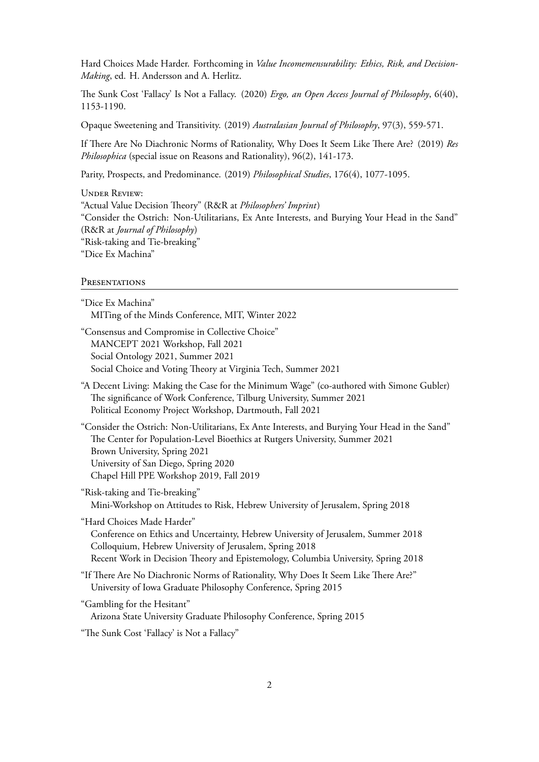Hard Choices Made Harder. Forthcoming in *Value Incomemensurability: Ethics, Risk, and Decision-Making*, ed. H. Andersson and A. Herlitz.

The Sunk Cost 'Fallacy' Is Not a Fallacy. (2020) *Ergo, an Open Access Journal of Philosophy*, 6(40), 1153-1190.

Opaque Sweetening and Transitivity. (2019) *Australasian Journal of Philosophy*, 97(3), 559-571.

If There Are No Diachronic Norms of Rationality, Why Does It Seem Like There Are? (2019) *Res Philosophica* (special issue on Reasons and Rationality), 96(2), 141-173.

Parity, Prospects, and Predominance. (2019) *Philosophical Studies*, 176(4), 1077-1095.

Under Review:
"Actual Value Decision Theory" (R&R at *Philosophers' Imprint*)
"Consider the Ostrich: Non-Utilitarians, Ex Ante Interests, and Burying Your Head in the Sand" (R&R at *Journal of Philosophy*)
"Risk-taking and Tie-breaking"
"Dice Ex Machina"

## Presentations

"Dice Ex Machina"
MITing of the Minds Conference, MIT, Winter 2022

"Consensus and Compromise in Collective Choice"
MANCEPT 2021 Workshop, Fall 2021
Social Ontology 2021, Summer 2021
Social Choice and Voting Theory at Virginia Tech, Summer 2021

"A Decent Living: Making the Case for the Minimum Wage" (co-authored with Simone Gubler)
The significance of Work Conference, Tilburg University, Summer 2021
Political Economy Project Workshop, Dartmouth, Fall 2021

"Consider the Ostrich: Non-Utilitarians, Ex Ante Interests, and Burying Your Head in the Sand"
The Center for Population-Level Bioethics at Rutgers University, Summer 2021
Brown University, Spring 2021
University of San Diego, Spring 2020
Chapel Hill PPE Workshop 2019, Fall 2019

"Risk-taking and Tie-breaking"
Mini-Workshop on Attitudes to Risk, Hebrew University of Jerusalem, Spring 2018

"Hard Choices Made Harder"
Conference on Ethics and Uncertainty, Hebrew University of Jerusalem, Summer 2018
Colloquium, Hebrew University of Jerusalem, Spring 2018
Recent Work in Decision Theory and Epistemology, Columbia University, Spring 2018

"If There Are No Diachronic Norms of Rationality, Why Does It Seem Like There Are?"
University of Iowa Graduate Philosophy Conference, Spring 2015

"Gambling for the Hesitant"
Arizona State University Graduate Philosophy Conference, Spring 2015

"The Sunk Cost 'Fallacy' is Not a Fallacy"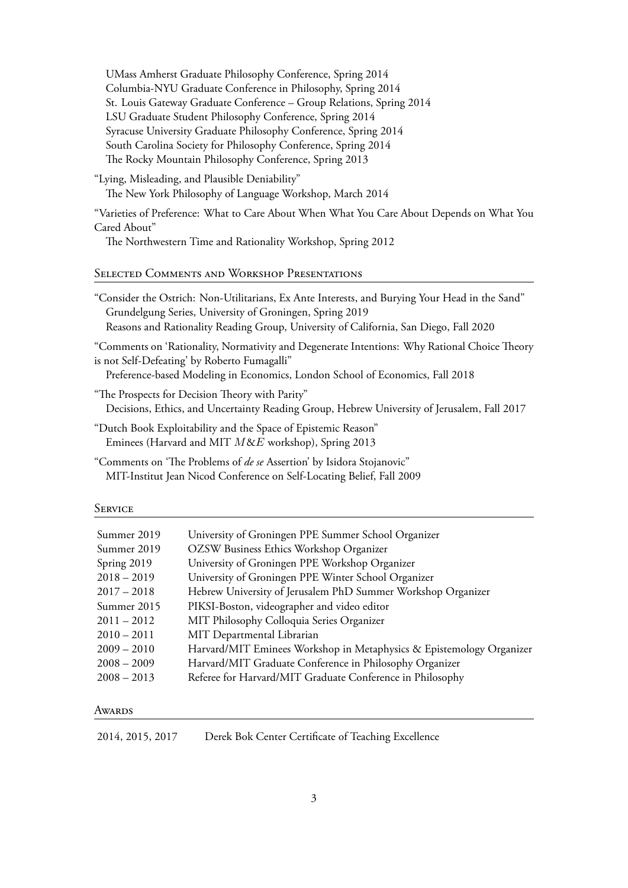UMass Amherst Graduate Philosophy Conference, Spring 2014
Columbia-NYU Graduate Conference in Philosophy, Spring 2014
St. Louis Gateway Graduate Conference – Group Relations, Spring 2014
LSU Graduate Student Philosophy Conference, Spring 2014
Syracuse University Graduate Philosophy Conference, Spring 2014
South Carolina Society for Philosophy Conference, Spring 2014
The Rocky Mountain Philosophy Conference, Spring 2013

"Lying, Misleading, and Plausible Deniability"
The New York Philosophy of Language Workshop, March 2014

"Varieties of Preference: What to Care About When What You Care About Depends on What You Cared About"
The Northwestern Time and Rationality Workshop, Spring 2012

## Selected Comments and Workshop Presentations

"Consider the Ostrich: Non-Utilitarians, Ex Ante Interests, and Burying Your Head in the Sand"
Grundelgung Series, University of Groningen, Spring 2019
Reasons and Rationality Reading Group, University of California, San Diego, Fall 2020

"Comments on 'Rationality, Normativity and Degenerate Intentions: Why Rational Choice Theory is not Self-Defeating' by Roberto Fumagalli"
Preference-based Modeling in Economics, London School of Economics, Fall 2018

"The Prospects for Decision Theory with Parity"
Decisions, Ethics, and Uncertainty Reading Group, Hebrew University of Jerusalem, Fall 2017

"Dutch Book Exploitability and the Space of Epistemic Reason"
Eminees (Harvard and MIT $M\&E$ workshop), Spring 2013

"Comments on 'The Problems of *de se* Assertion' by Isidora Stojanovic"
MIT-Institut Jean Nicod Conference on Self-Locating Belief, Fall 2009

## Service

| | |
|---|---|
| Summer 2019 | University of Groningen PPE Summer School Organizer |
| Summer 2019 | OZSW Business Ethics Workshop Organizer |
| Spring 2019 | University of Groningen PPE Workshop Organizer |
| 2018 – 2019 | University of Groningen PPE Winter School Organizer |
| 2017 – 2018 | Hebrew University of Jerusalem PhD Summer Workshop Organizer |
| Summer 2015 | PIKSI-Boston, videographer and video editor |
| 2011 – 2012 | MIT Philosophy Colloquia Series Organizer |
| 2010 – 2011 | MIT Departmental Librarian |
| 2009 – 2010 | Harvard/MIT Eminees Workshop in Metaphysics & Epistemology Organizer |
| 2008 – 2009 | Harvard/MIT Graduate Conference in Philosophy Organizer |
| 2008 – 2013 | Referee for Harvard/MIT Graduate Conference in Philosophy |

## Awards

| | |
|---|---|
| 2014, 2015, 2017 | Derek Bok Center Certificate of Teaching Excellence |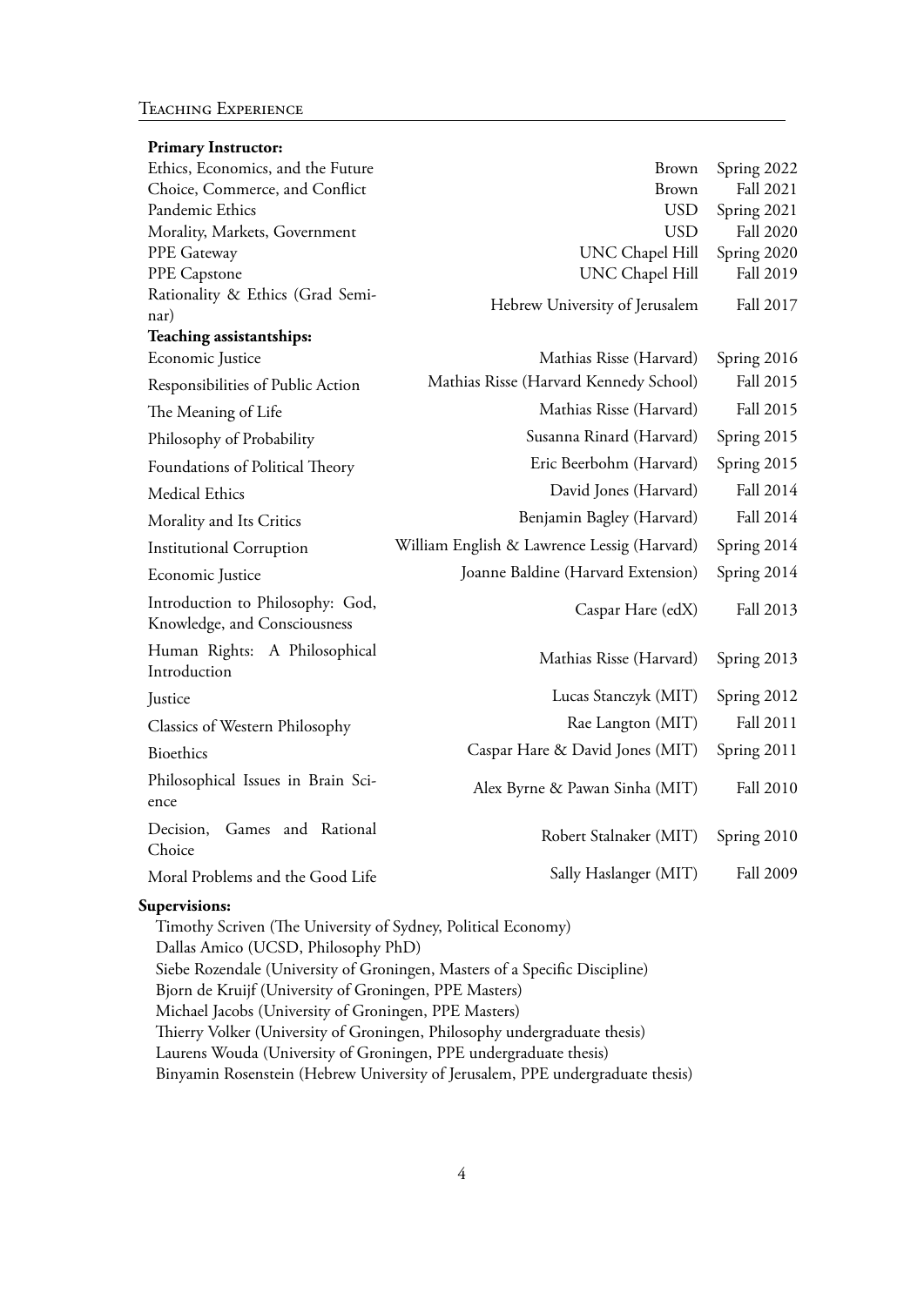## Teaching Experience

**Primary Instructor:**

| | | |
|---|---|---|
| Ethics, Economics, and the Future | Brown | Spring 2022 |
| Choice, Commerce, and Conflict | Brown | Fall 2021 |
| Pandemic Ethics | USD | Spring 2021 |
| Morality, Markets, Government | USD | Fall 2020 |
| PPE Gateway | UNC Chapel Hill | Spring 2020 |
| PPE Capstone | UNC Chapel Hill | Fall 2019 |
| Rationality & Ethics (Grad Seminar) | Hebrew University of Jerusalem | Fall 2017 |

**Teaching assistantships:**

| | | |
|---|---|---|
| Economic Justice | Mathias Risse (Harvard) | Spring 2016 |
| Responsibilities of Public Action | Mathias Risse (Harvard Kennedy School) | Fall 2015 |
| The Meaning of Life | Mathias Risse (Harvard) | Fall 2015 |
| Philosophy of Probability | Susanna Rinard (Harvard) | Spring 2015 |
| Foundations of Political Theory | Eric Beerbohm (Harvard) | Spring 2015 |
| Medical Ethics | David Jones (Harvard) | Fall 2014 |
| Morality and Its Critics | Benjamin Bagley (Harvard) | Fall 2014 |
| Institutional Corruption | William English & Lawrence Lessig (Harvard) | Spring 2014 |
| Economic Justice | Joanne Baldine (Harvard Extension) | Spring 2014 |
| Introduction to Philosophy: God, Knowledge, and Consciousness | Caspar Hare (edX) | Fall 2013 |
| Human Rights: A Philosophical Introduction | Mathias Risse (Harvard) | Spring 2013 |
| Justice | Lucas Stanczyk (MIT) | Spring 2012 |
| Classics of Western Philosophy | Rae Langton (MIT) | Fall 2011 |
| Bioethics | Caspar Hare & David Jones (MIT) | Spring 2011 |
| Philosophical Issues in Brain Science | Alex Byrne & Pawan Sinha (MIT) | Fall 2010 |
| Decision, Games and Rational Choice | Robert Stalnaker (MIT) | Spring 2010 |
| Moral Problems and the Good Life | Sally Haslanger (MIT) | Fall 2009 |

**Supervisions:**

Timothy Scriven (The University of Sydney, Political Economy)
Dallas Amico (UCSD, Philosophy PhD)
Siebe Rozendale (University of Groningen, Masters of a Specific Discipline)
Bjorn de Kruijf (University of Groningen, PPE Masters)
Michael Jacobs (University of Groningen, PPE Masters)
Thierry Volker (University of Groningen, Philosophy undergraduate thesis)
Laurens Wouda (University of Groningen, PPE undergraduate thesis)
Binyamin Rosenstein (Hebrew University of Jerusalem, PPE undergraduate thesis)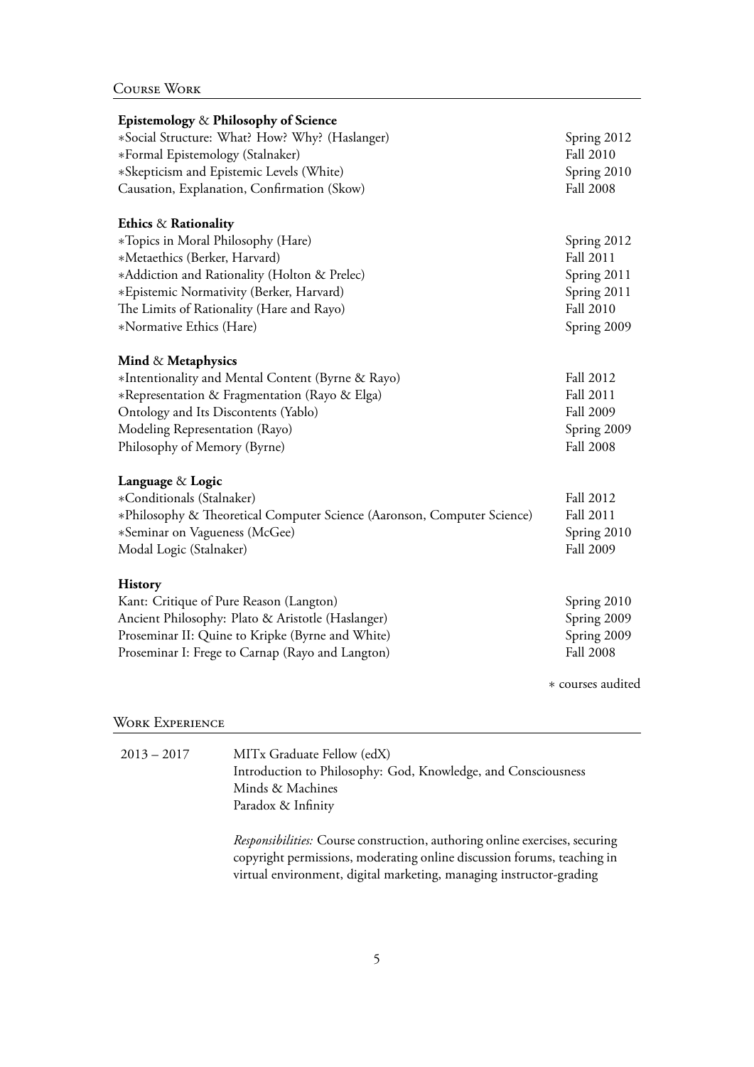## Course Work

**Epistemology & Philosophy of Science**

| | |
|---|---|
| ∗Social Structure: What? How? Why? (Haslanger) | Spring 2012 |
| ∗Formal Epistemology (Stalnaker) | Fall 2010 |
| ∗Skepticism and Epistemic Levels (White) | Spring 2010 |
| Causation, Explanation, Confirmation (Skow) | Fall 2008 |

**Ethics & Rationality**

| | |
|---|---|
| ∗Topics in Moral Philosophy (Hare) | Spring 2012 |
| ∗Metaethics (Berker, Harvard) | Fall 2011 |
| ∗Addiction and Rationality (Holton & Prelec) | Spring 2011 |
| ∗Epistemic Normativity (Berker, Harvard) | Spring 2011 |
| The Limits of Rationality (Hare and Rayo) | Fall 2010 |
| ∗Normative Ethics (Hare) | Spring 2009 |

**Mind & Metaphysics**

| | |
|---|---|
| ∗Intentionality and Mental Content (Byrne & Rayo) | Fall 2012 |
| ∗Representation & Fragmentation (Rayo & Elga) | Fall 2011 |
| Ontology and Its Discontents (Yablo) | Fall 2009 |
| Modeling Representation (Rayo) | Spring 2009 |
| Philosophy of Memory (Byrne) | Fall 2008 |

**Language & Logic**

| | |
|---|---|
| ∗Conditionals (Stalnaker) | Fall 2012 |
| ∗Philosophy & Theoretical Computer Science (Aaronson, Computer Science) | Fall 2011 |
| ∗Seminar on Vagueness (McGee) | Spring 2010 |
| Modal Logic (Stalnaker) | Fall 2009 |

**History**

| | |
|---|---|
| Kant: Critique of Pure Reason (Langton) | Spring 2010 |
| Ancient Philosophy: Plato & Aristotle (Haslanger) | Spring 2009 |
| Proseminar II: Quine to Kripke (Byrne and White) | Spring 2009 |
| Proseminar I: Frege to Carnap (Rayo and Langton) | Fall 2008 |

∗ courses audited

## Work Experience

**2013 – 2017** MITx Graduate Fellow (edX)
Introduction to Philosophy: God, Knowledge, and Consciousness
Minds & Machines
Paradox & Infinity

*Responsibilities:* Course construction, authoring online exercises, securing copyright permissions, moderating online discussion forums, teaching in virtual environment, digital marketing, managing instructor-grading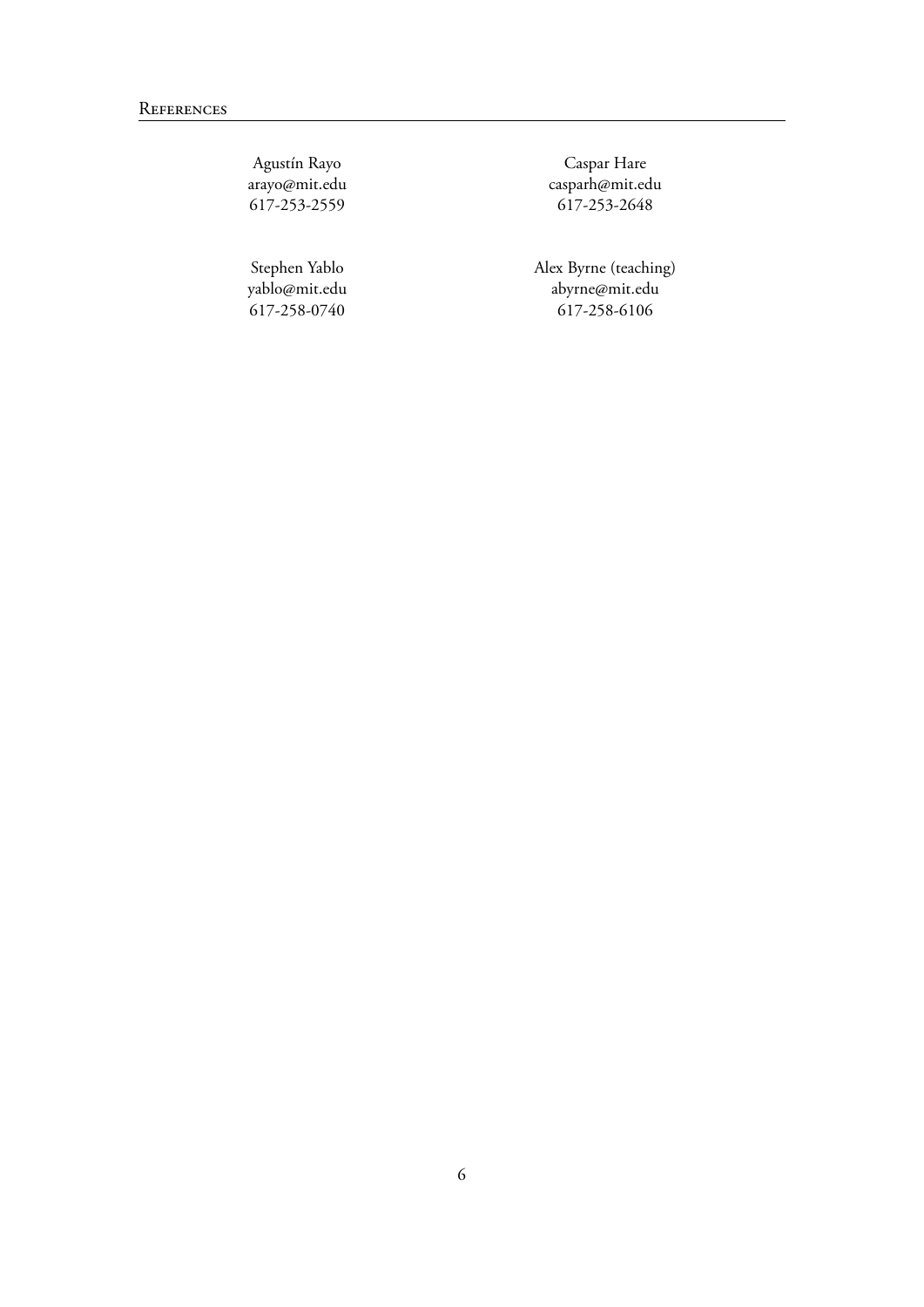Agustín Rayo
arayo@mit.edu
617-253-2559

Caspar Hare
casparh@mit.edu
617-253-2648

Stephen Yablo
yablo@mit.edu
617-258-0740

Alex Byrne (teaching)
abyrne@mit.edu
617-258-6106